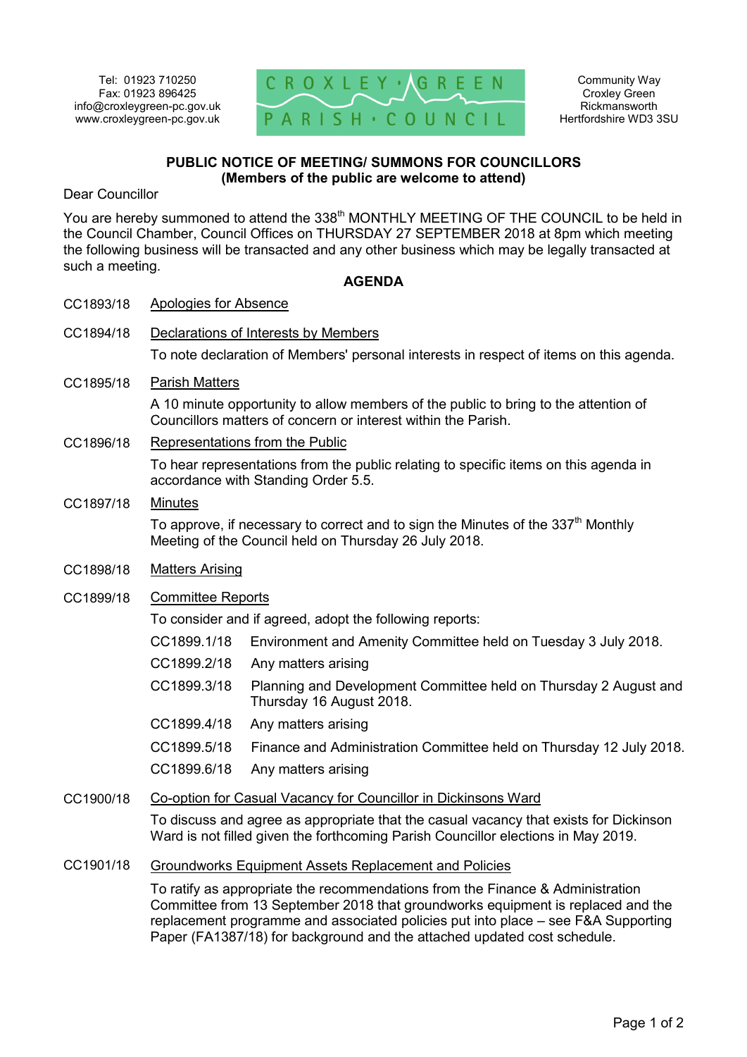Tel: 01923 710250
Fax: 01923 896425
info@croxleygreen-pc.gov.uk
www.croxleygreen-pc.gov.uk

CROXLEY GREEN PARISH COUNCIL

Community Way
Croxley Green
Rickmansworth
Hertfordshire WD3 3SU

**PUBLIC NOTICE OF MEETING/ SUMMONS FOR COUNCILLORS**
**(Members of the public are welcome to attend)**

Dear Councillor

You are hereby summoned to attend the 338th MONTHLY MEETING OF THE COUNCIL to be held in the Council Chamber, Council Offices on THURSDAY 27 SEPTEMBER 2018 at 8pm which meeting the following business will be transacted and any other business which may be legally transacted at such a meeting.

## AGENDA

CC1893/18 Apologies for Absence

CC1894/18 Declarations of Interests by Members

To note declaration of Members' personal interests in respect of items on this agenda.

CC1895/18 Parish Matters

A 10 minute opportunity to allow members of the public to bring to the attention of Councillors matters of concern or interest within the Parish.

CC1896/18 Representations from the Public

To hear representations from the public relating to specific items on this agenda in accordance with Standing Order 5.5.

CC1897/18 Minutes

To approve, if necessary to correct and to sign the Minutes of the 337th Monthly Meeting of the Council held on Thursday 26 July 2018.

CC1898/18 Matters Arising

CC1899/18 Committee Reports

To consider and if agreed, adopt the following reports:

- CC1899.1/18 Environment and Amenity Committee held on Tuesday 3 July 2018.
- CC1899.2/18 Any matters arising
- CC1899.3/18 Planning and Development Committee held on Thursday 2 August and Thursday 16 August 2018.
- CC1899.4/18 Any matters arising
- CC1899.5/18 Finance and Administration Committee held on Thursday 12 July 2018.
- CC1899.6/18 Any matters arising

CC1900/18 Co-option for Casual Vacancy for Councillor in Dickinsons Ward

To discuss and agree as appropriate that the casual vacancy that exists for Dickinson Ward is not filled given the forthcoming Parish Councillor elections in May 2019.

CC1901/18 Groundworks Equipment Assets Replacement and Policies

To ratify as appropriate the recommendations from the Finance & Administration Committee from 13 September 2018 that groundworks equipment is replaced and the replacement programme and associated policies put into place – see F&A Supporting Paper (FA1387/18) for background and the attached updated cost schedule.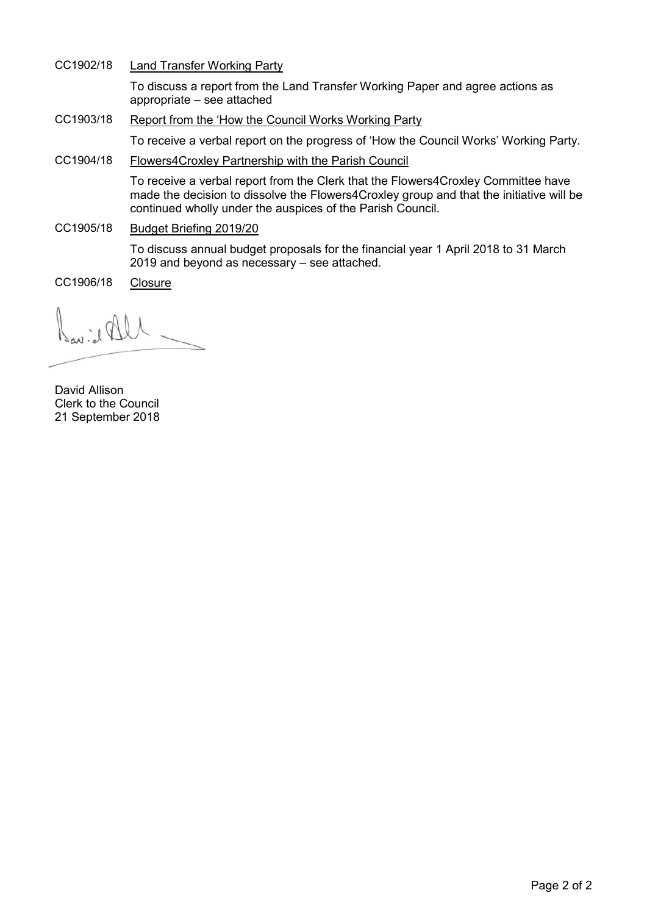CC1902/18 <u>Land Transfer Working Party</u>

To discuss a report from the Land Transfer Working Paper and agree actions as appropriate – see attached

CC1903/18 <u>Report from the 'How the Council Works Working Party</u>

To receive a verbal report on the progress of 'How the Council Works' Working Party.

CC1904/18 <u>Flowers4Croxley Partnership with the Parish Council</u>

To receive a verbal report from the Clerk that the Flowers4Croxley Committee have made the decision to dissolve the Flowers4Croxley group and that the initiative will be continued wholly under the auspices of the Parish Council.

CC1905/18 <u>Budget Briefing 2019/20</u>

To discuss annual budget proposals for the financial year 1 April 2018 to 31 March 2019 and beyond as necessary – see attached.

CC1906/18 <u>Closure</u>

David Allison
Clerk to the Council
21 September 2018